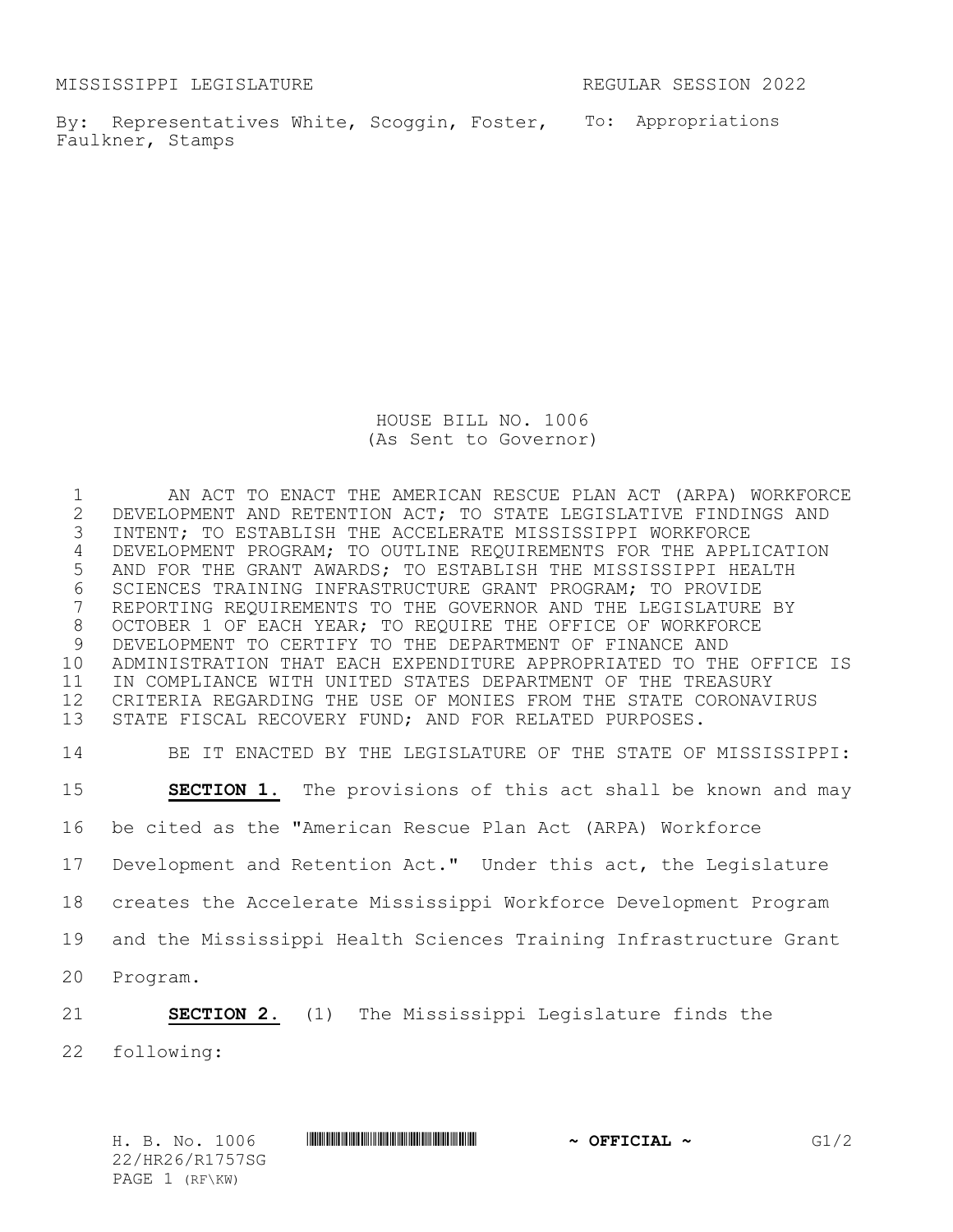MISSISSIPPI LEGISLATURE REGULAR SESSION 2022

By: Representatives White, Scoggin, Foster, Faulkner, Stamps

To: Appropriations

# HOUSE BILL NO. 1006
(As Sent to Governor)

AN ACT TO ENACT THE AMERICAN RESCUE PLAN ACT (ARPA) WORKFORCE DEVELOPMENT AND RETENTION ACT; TO STATE LEGISLATIVE FINDINGS AND INTENT; TO ESTABLISH THE ACCELERATE MISSISSIPPI WORKFORCE DEVELOPMENT PROGRAM; TO OUTLINE REQUIREMENTS FOR THE APPLICATION AND FOR THE GRANT AWARDS; TO ESTABLISH THE MISSISSIPPI HEALTH SCIENCES TRAINING INFRASTRUCTURE GRANT PROGRAM; TO PROVIDE REPORTING REQUIREMENTS TO THE GOVERNOR AND THE LEGISLATURE BY OCTOBER 1 OF EACH YEAR; TO REQUIRE THE OFFICE OF WORKFORCE DEVELOPMENT TO CERTIFY TO THE DEPARTMENT OF FINANCE AND ADMINISTRATION THAT EACH EXPENDITURE APPROPRIATED TO THE OFFICE IS IN COMPLIANCE WITH UNITED STATES DEPARTMENT OF THE TREASURY CRITERIA REGARDING THE USE OF MONIES FROM THE STATE CORONAVIRUS STATE FISCAL RECOVERY FUND; AND FOR RELATED PURPOSES.

BE IT ENACTED BY THE LEGISLATURE OF THE STATE OF MISSISSIPPI:

**SECTION 1.** The provisions of this act shall be known and may be cited as the "American Rescue Plan Act (ARPA) Workforce Development and Retention Act." Under this act, the Legislature creates the Accelerate Mississippi Workforce Development Program and the Mississippi Health Sciences Training Infrastructure Grant Program.

**SECTION 2.** (1) The Mississippi Legislature finds the following: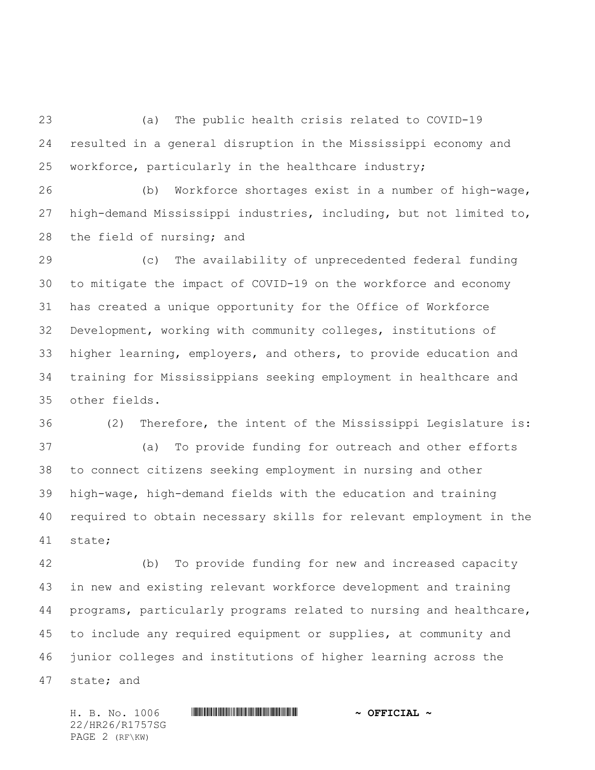(a) The public health crisis related to COVID-19 resulted in a general disruption in the Mississippi economy and workforce, particularly in the healthcare industry;

(b) Workforce shortages exist in a number of high-wage, high-demand Mississippi industries, including, but not limited to, the field of nursing; and

(c) The availability of unprecedented federal funding to mitigate the impact of COVID-19 on the workforce and economy has created a unique opportunity for the Office of Workforce Development, working with community colleges, institutions of higher learning, employers, and others, to provide education and training for Mississippians seeking employment in healthcare and other fields.

(2) Therefore, the intent of the Mississippi Legislature is:

(a) To provide funding for outreach and other efforts to connect citizens seeking employment in nursing and other high-wage, high-demand fields with the education and training required to obtain necessary skills for relevant employment in the state;

(b) To provide funding for new and increased capacity in new and existing relevant workforce development and training programs, particularly programs related to nursing and healthcare, to include any required equipment or supplies, at community and junior colleges and institutions of higher learning across the state; and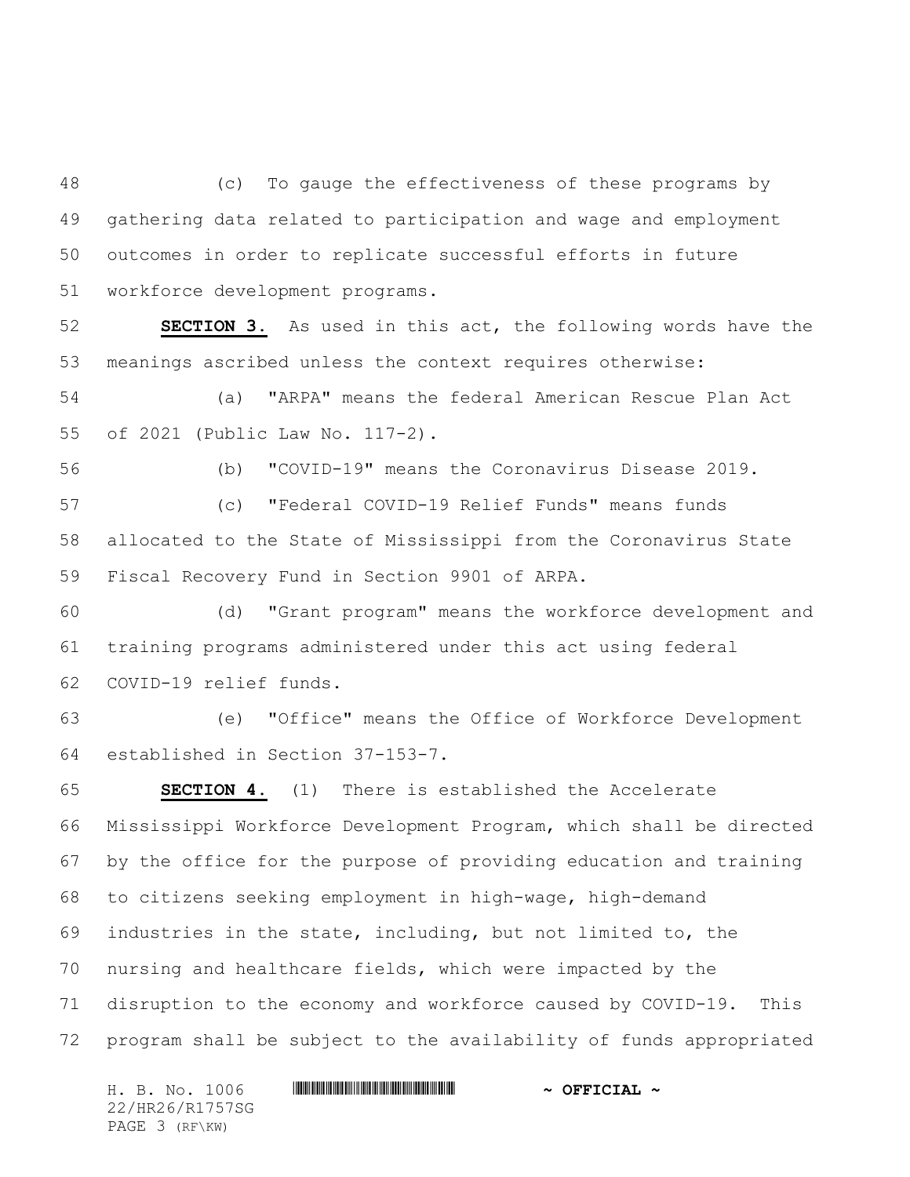(c) To gauge the effectiveness of these programs by gathering data related to participation and wage and employment outcomes in order to replicate successful efforts in future workforce development programs.

**SECTION 3.** As used in this act, the following words have the meanings ascribed unless the context requires otherwise:

(a) "ARPA" means the federal American Rescue Plan Act of 2021 (Public Law No. 117-2).

(b) "COVID-19" means the Coronavirus Disease 2019.

(c) "Federal COVID-19 Relief Funds" means funds allocated to the State of Mississippi from the Coronavirus State Fiscal Recovery Fund in Section 9901 of ARPA.

(d) "Grant program" means the workforce development and training programs administered under this act using federal COVID-19 relief funds.

(e) "Office" means the Office of Workforce Development established in Section 37-153-7.

**SECTION 4.** (1) There is established the Accelerate Mississippi Workforce Development Program, which shall be directed by the office for the purpose of providing education and training to citizens seeking employment in high-wage, high-demand industries in the state, including, but not limited to, the nursing and healthcare fields, which were impacted by the disruption to the economy and workforce caused by COVID-19. This program shall be subject to the availability of funds appropriated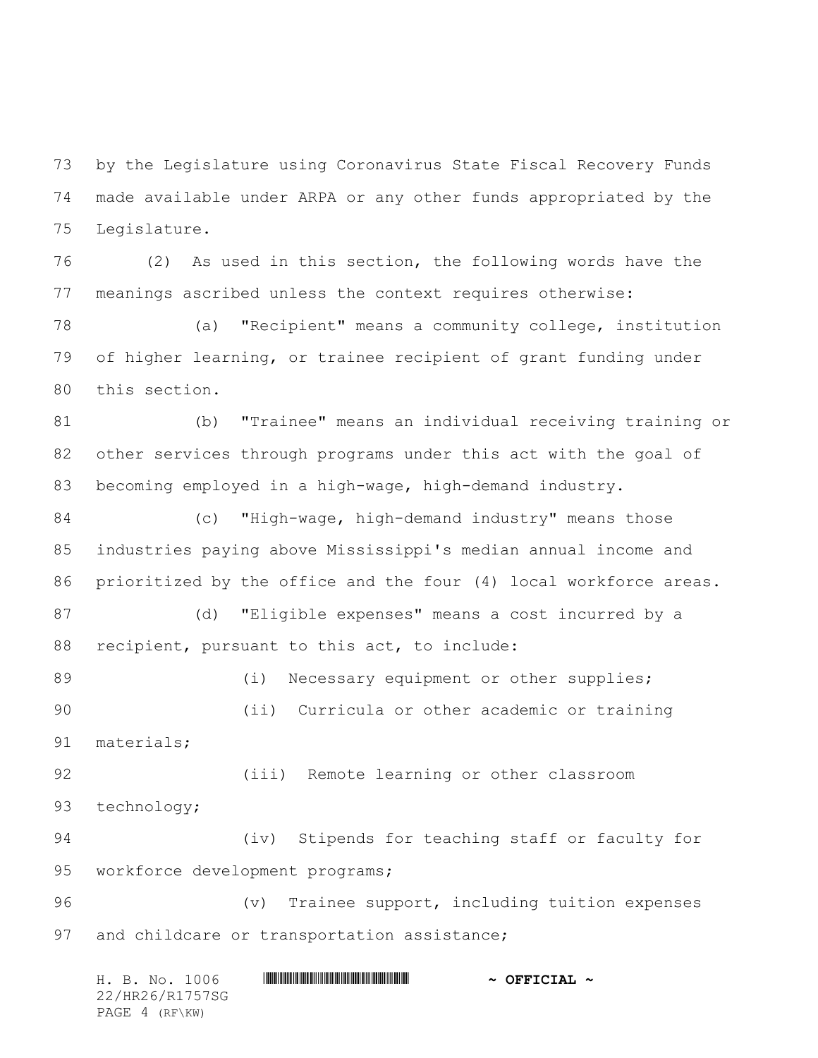by the Legislature using Coronavirus State Fiscal Recovery Funds made available under ARPA or any other funds appropriated by the Legislature.

(2) As used in this section, the following words have the meanings ascribed unless the context requires otherwise:

(a) "Recipient" means a community college, institution of higher learning, or trainee recipient of grant funding under this section.

(b) "Trainee" means an individual receiving training or other services through programs under this act with the goal of becoming employed in a high-wage, high-demand industry.

(c) "High-wage, high-demand industry" means those industries paying above Mississippi's median annual income and prioritized by the office and the four (4) local workforce areas.

(d) "Eligible expenses" means a cost incurred by a recipient, pursuant to this act, to include:

(i) Necessary equipment or other supplies;

(ii) Curricula or other academic or training materials;

(iii) Remote learning or other classroom technology;

(iv) Stipends for teaching staff or faculty for workforce development programs;

(v) Trainee support, including tuition expenses and childcare or transportation assistance;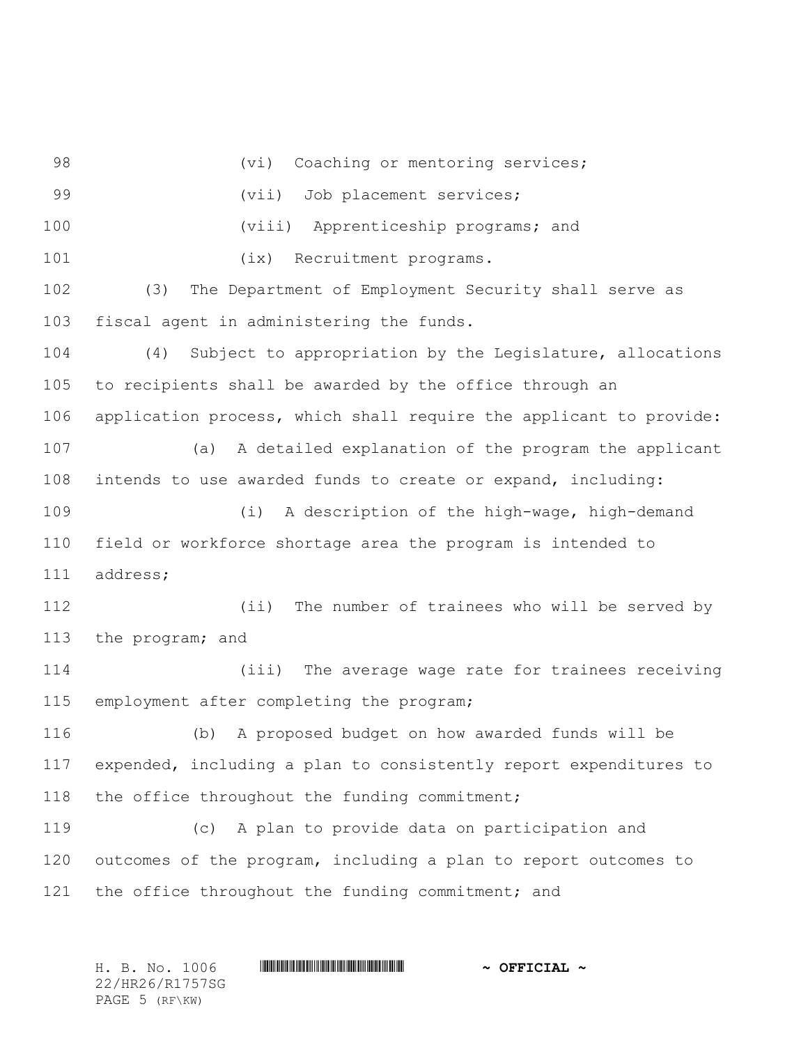(vi) Coaching or mentoring services;

(vii) Job placement services;

(viii) Apprenticeship programs; and

(ix) Recruitment programs.

(3) The Department of Employment Security shall serve as fiscal agent in administering the funds.

(4) Subject to appropriation by the Legislature, allocations to recipients shall be awarded by the office through an application process, which shall require the applicant to provide:

(a) A detailed explanation of the program the applicant intends to use awarded funds to create or expand, including:

(i) A description of the high-wage, high-demand field or workforce shortage area the program is intended to address;

(ii) The number of trainees who will be served by the program; and

(iii) The average wage rate for trainees receiving employment after completing the program;

(b) A proposed budget on how awarded funds will be expended, including a plan to consistently report expenditures to the office throughout the funding commitment;

(c) A plan to provide data on participation and outcomes of the program, including a plan to report outcomes to the office throughout the funding commitment; and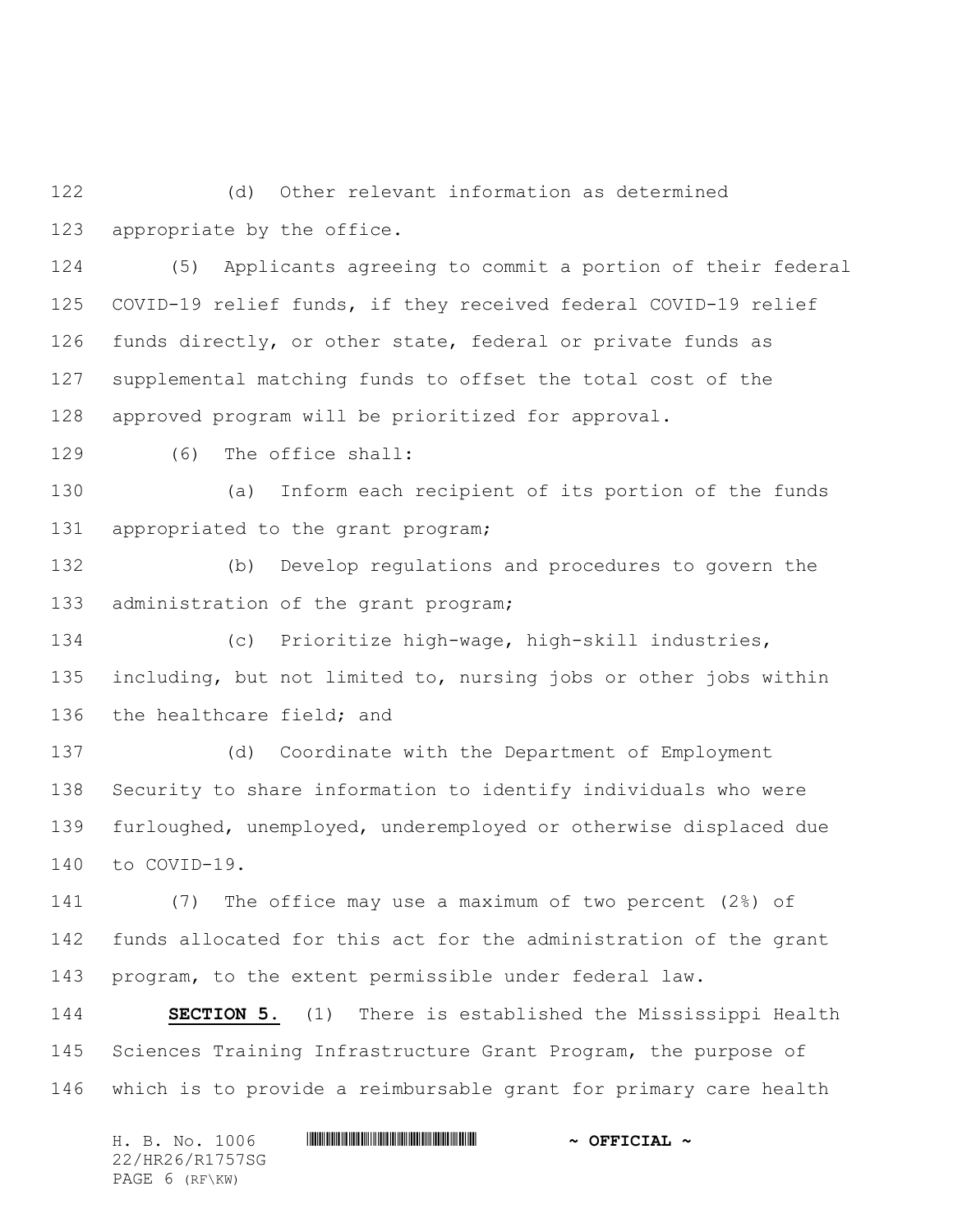(d) Other relevant information as determined appropriate by the office.

(5) Applicants agreeing to commit a portion of their federal COVID-19 relief funds, if they received federal COVID-19 relief funds directly, or other state, federal or private funds as supplemental matching funds to offset the total cost of the approved program will be prioritized for approval.

(6) The office shall:

(a) Inform each recipient of its portion of the funds appropriated to the grant program;

(b) Develop regulations and procedures to govern the administration of the grant program;

(c) Prioritize high-wage, high-skill industries, including, but not limited to, nursing jobs or other jobs within the healthcare field; and

(d) Coordinate with the Department of Employment Security to share information to identify individuals who were furloughed, unemployed, underemployed or otherwise displaced due to COVID-19.

(7) The office may use a maximum of two percent (2%) of funds allocated for this act for the administration of the grant program, to the extent permissible under federal law.

**SECTION 5.** (1) There is established the Mississippi Health Sciences Training Infrastructure Grant Program, the purpose of which is to provide a reimbursable grant for primary care health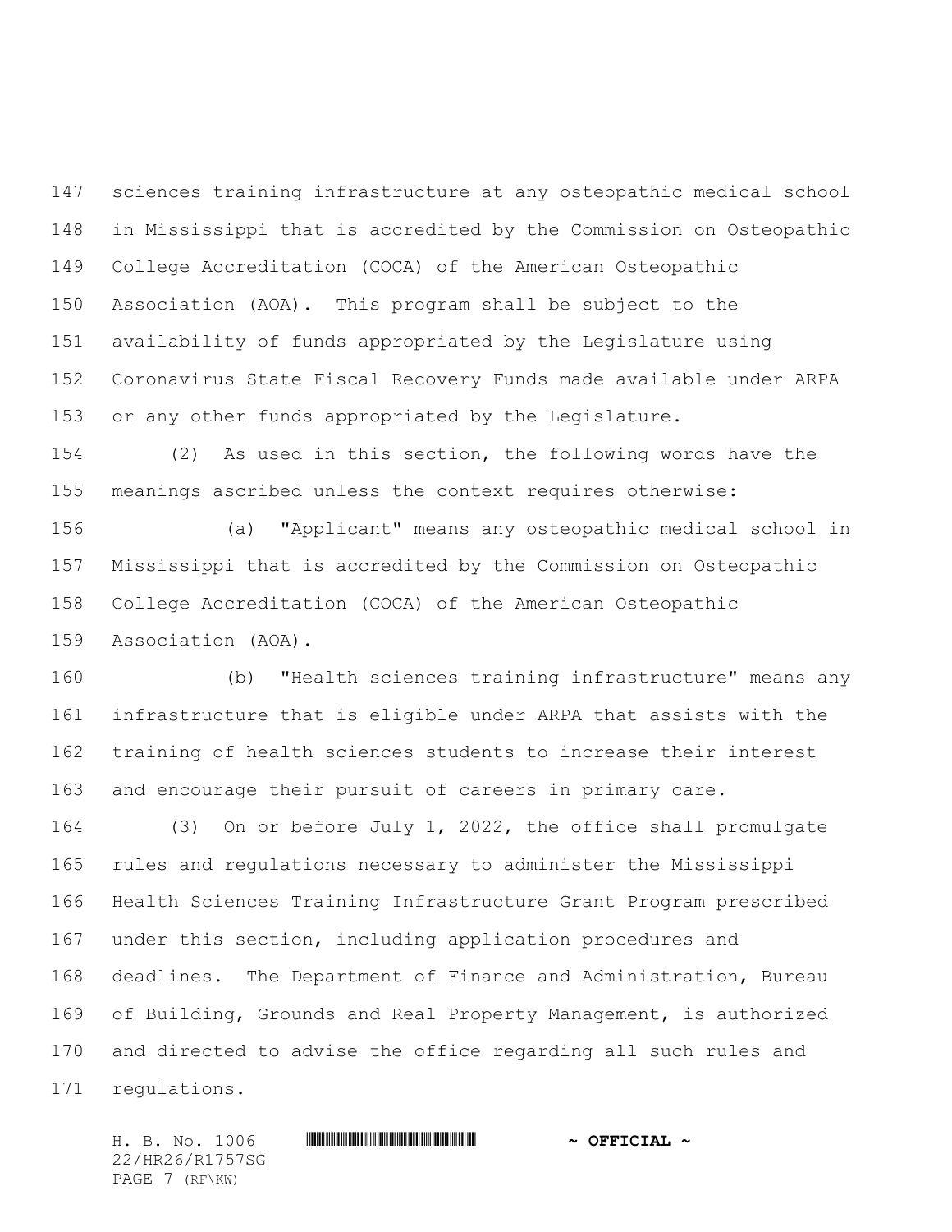sciences training infrastructure at any osteopathic medical school in Mississippi that is accredited by the Commission on Osteopathic College Accreditation (COCA) of the American Osteopathic Association (AOA). This program shall be subject to the availability of funds appropriated by the Legislature using Coronavirus State Fiscal Recovery Funds made available under ARPA or any other funds appropriated by the Legislature.

(2) As used in this section, the following words have the meanings ascribed unless the context requires otherwise:

(a) "Applicant" means any osteopathic medical school in Mississippi that is accredited by the Commission on Osteopathic College Accreditation (COCA) of the American Osteopathic Association (AOA).

(b) "Health sciences training infrastructure" means any infrastructure that is eligible under ARPA that assists with the training of health sciences students to increase their interest and encourage their pursuit of careers in primary care.

(3) On or before July 1, 2022, the office shall promulgate rules and regulations necessary to administer the Mississippi Health Sciences Training Infrastructure Grant Program prescribed under this section, including application procedures and deadlines. The Department of Finance and Administration, Bureau of Building, Grounds and Real Property Management, is authorized and directed to advise the office regarding all such rules and regulations.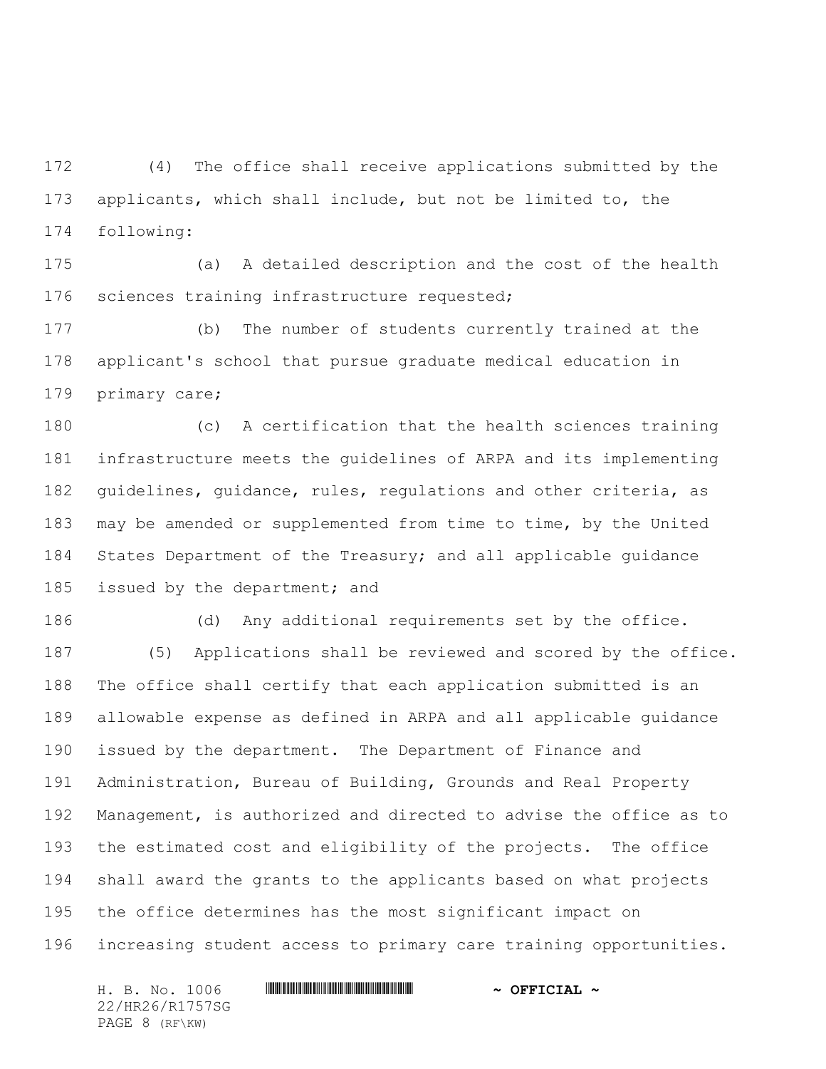(4) The office shall receive applications submitted by the applicants, which shall include, but not be limited to, the following:

(a) A detailed description and the cost of the health sciences training infrastructure requested;

(b) The number of students currently trained at the applicant's school that pursue graduate medical education in primary care;

(c) A certification that the health sciences training infrastructure meets the guidelines of ARPA and its implementing guidelines, guidance, rules, regulations and other criteria, as may be amended or supplemented from time to time, by the United States Department of the Treasury; and all applicable guidance issued by the department; and

(d) Any additional requirements set by the office.

(5) Applications shall be reviewed and scored by the office. The office shall certify that each application submitted is an allowable expense as defined in ARPA and all applicable guidance issued by the department. The Department of Finance and Administration, Bureau of Building, Grounds and Real Property Management, is authorized and directed to advise the office as to the estimated cost and eligibility of the projects. The office shall award the grants to the applicants based on what projects the office determines has the most significant impact on increasing student access to primary care training opportunities.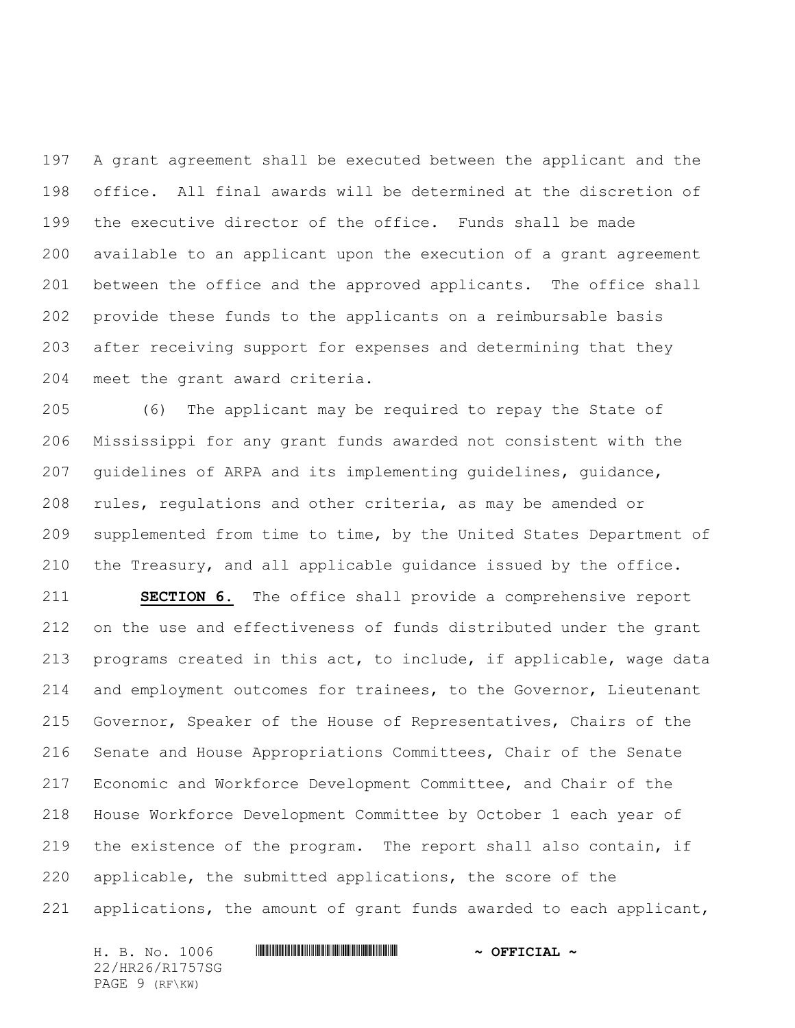A grant agreement shall be executed between the applicant and the office. All final awards will be determined at the discretion of the executive director of the office. Funds shall be made available to an applicant upon the execution of a grant agreement between the office and the approved applicants. The office shall provide these funds to the applicants on a reimbursable basis after receiving support for expenses and determining that they meet the grant award criteria.

(6) The applicant may be required to repay the State of Mississippi for any grant funds awarded not consistent with the guidelines of ARPA and its implementing guidelines, guidance, rules, regulations and other criteria, as may be amended or supplemented from time to time, by the United States Department of the Treasury, and all applicable guidance issued by the office.

**SECTION 6.** The office shall provide a comprehensive report on the use and effectiveness of funds distributed under the grant programs created in this act, to include, if applicable, wage data and employment outcomes for trainees, to the Governor, Lieutenant Governor, Speaker of the House of Representatives, Chairs of the Senate and House Appropriations Committees, Chair of the Senate Economic and Workforce Development Committee, and Chair of the House Workforce Development Committee by October 1 each year of the existence of the program. The report shall also contain, if applicable, the submitted applications, the score of the applications, the amount of grant funds awarded to each applicant,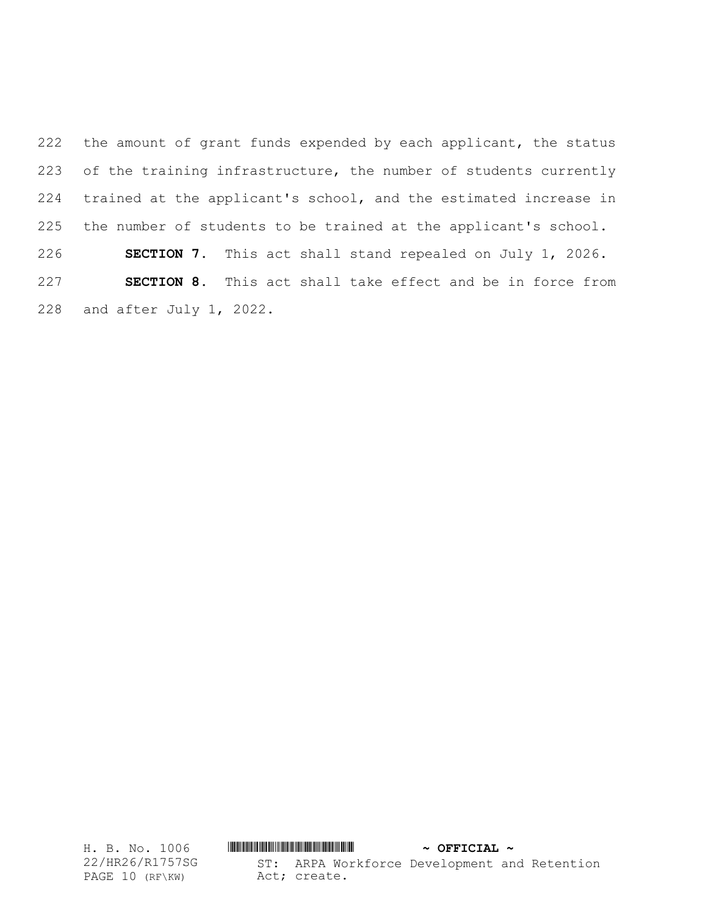the amount of grant funds expended by each applicant, the status of the training infrastructure, the number of students currently trained at the applicant's school, and the estimated increase in the number of students to be trained at the applicant's school.

**SECTION 7.** This act shall stand repealed on July 1, 2026.

**SECTION 8.** This act shall take effect and be in force from and after July 1, 2022.